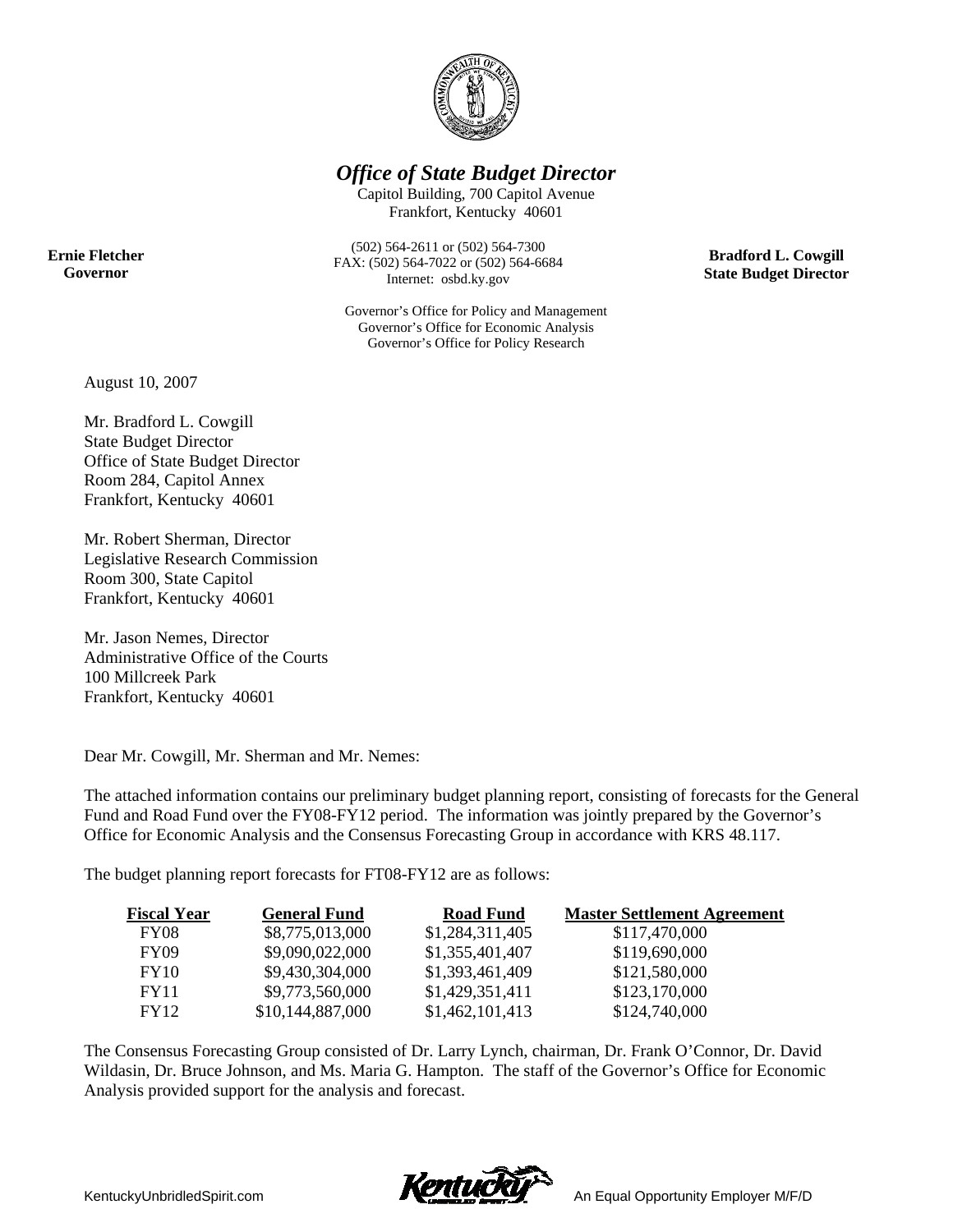# *Office of State Budget Director*

Capitol Building, 700 Capitol Avenue
Frankfort, Kentucky 40601

**Ernie Fletcher**
**Governor**

(502) 564-2611 or (502) 564-7300
FAX: (502) 564-7022 or (502) 564-6684
Internet: osbd.ky.gov

**Bradford L. Cowgill**
**State Budget Director**

Governor's Office for Policy and Management
Governor's Office for Economic Analysis
Governor's Office for Policy Research

August 10, 2007

Mr. Bradford L. Cowgill
State Budget Director
Office of State Budget Director
Room 284, Capitol Annex
Frankfort, Kentucky 40601

Mr. Robert Sherman, Director
Legislative Research Commission
Room 300, State Capitol
Frankfort, Kentucky 40601

Mr. Jason Nemes, Director
Administrative Office of the Courts
100 Millcreek Park
Frankfort, Kentucky 40601

Dear Mr. Cowgill, Mr. Sherman and Mr. Nemes:

The attached information contains our preliminary budget planning report, consisting of forecasts for the General Fund and Road Fund over the FY08-FY12 period. The information was jointly prepared by the Governor's Office for Economic Analysis and the Consensus Forecasting Group in accordance with KRS 48.117.

The budget planning report forecasts for FT08-FY12 are as follows:

| Fiscal Year | General Fund | Road Fund | Master Settlement Agreement |
|---|---|---|---|
| FY08 | $8,775,013,000 | $1,284,311,405 | $117,470,000 |
| FY09 | $9,090,022,000 | $1,355,401,407 | $119,690,000 |
| FY10 | $9,430,304,000 | $1,393,461,409 | $121,580,000 |
| FY11 | $9,773,560,000 | $1,429,351,411 | $123,170,000 |
| FY12 | $10,144,887,000 | $1,462,101,413 | $124,740,000 |

The Consensus Forecasting Group consisted of Dr. Larry Lynch, chairman, Dr. Frank O'Connor, Dr. David Wildasin, Dr. Bruce Johnson, and Ms. Maria G. Hampton. The staff of the Governor's Office for Economic Analysis provided support for the analysis and forecast.

KentuckyUnbridledSpirit.com An Equal Opportunity Employer M/F/D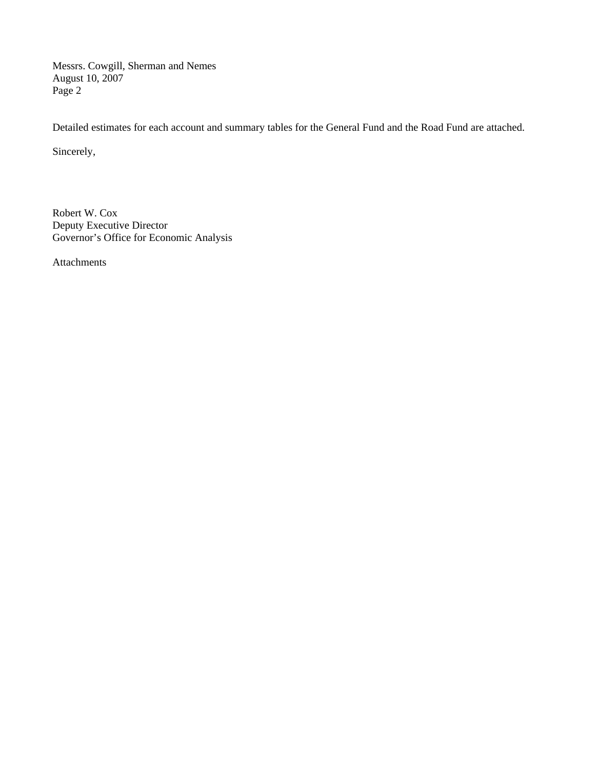Detailed estimates for each account and summary tables for the General Fund and the Road Fund are attached.

Sincerely,

Robert W. Cox
Deputy Executive Director
Governor's Office for Economic Analysis

Attachments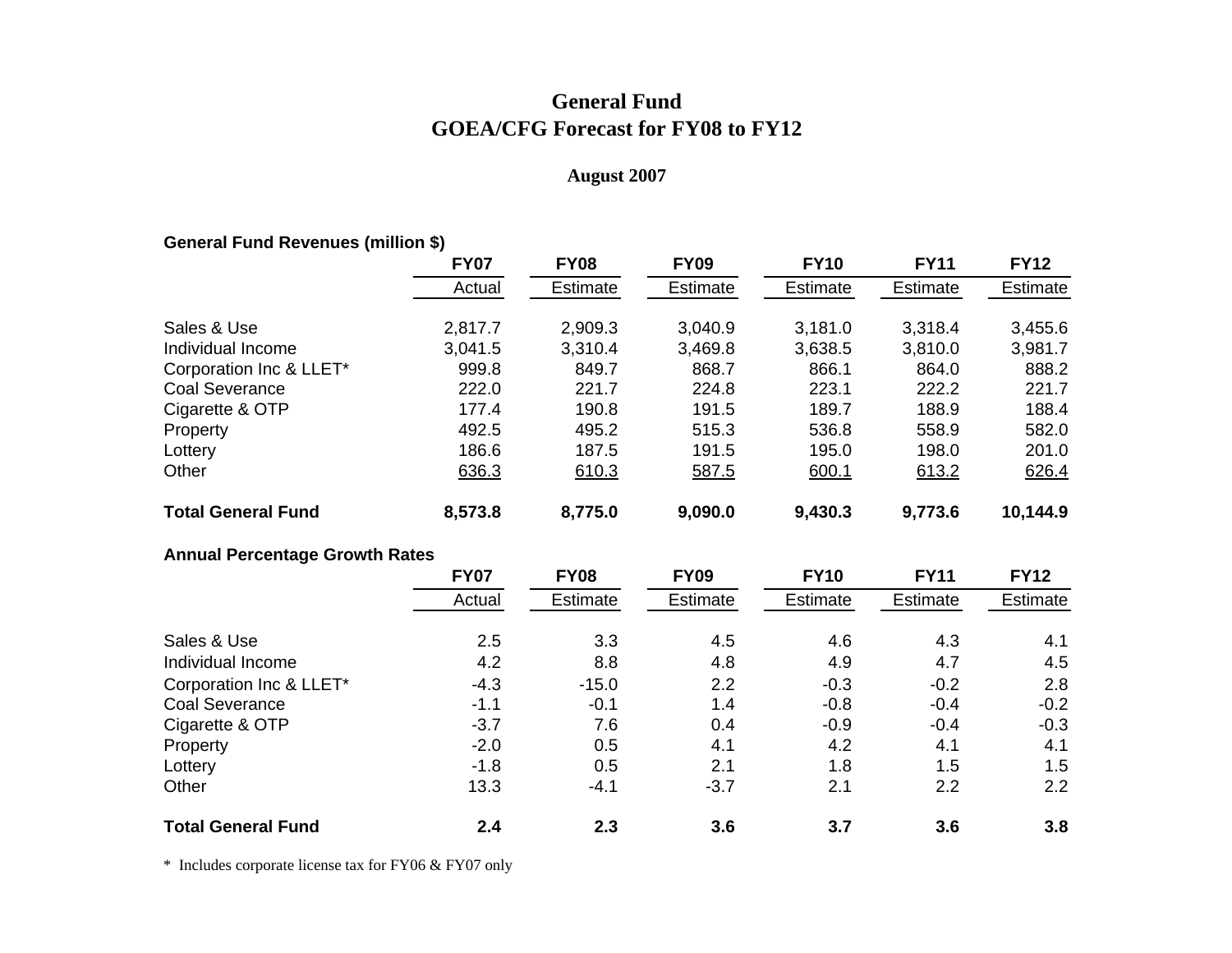# General Fund

## GOEA/CFG Forecast for FY08 to FY12

### August 2007

**General Fund Revenues (million $)**

| | FY07 | FY08 | FY09 | FY10 | FY11 | FY12 |
|---|---|---|---|---|---|---|
| | Actual | Estimate | Estimate | Estimate | Estimate | Estimate |
| Sales & Use | 2,817.7 | 2,909.3 | 3,040.9 | 3,181.0 | 3,318.4 | 3,455.6 |
| Individual Income | 3,041.5 | 3,310.4 | 3,469.8 | 3,638.5 | 3,810.0 | 3,981.7 |
| Corporation Inc & LLET* | 999.8 | 849.7 | 868.7 | 866.1 | 864.0 | 888.2 |
| Coal Severance | 222.0 | 221.7 | 224.8 | 223.1 | 222.2 | 221.7 |
| Cigarette & OTP | 177.4 | 190.8 | 191.5 | 189.7 | 188.9 | 188.4 |
| Property | 492.5 | 495.2 | 515.3 | 536.8 | 558.9 | 582.0 |
| Lottery | 186.6 | 187.5 | 191.5 | 195.0 | 198.0 | 201.0 |
| Other | 636.3 | 610.3 | 587.5 | 600.1 | 613.2 | 626.4 |
| **Total General Fund** | **8,573.8** | **8,775.0** | **9,090.0** | **9,430.3** | **9,773.6** | **10,144.9** |

**Annual Percentage Growth Rates**

| | FY07 | FY08 | FY09 | FY10 | FY11 | FY12 |
|---|---|---|---|---|---|---|
| | Actual | Estimate | Estimate | Estimate | Estimate | Estimate |
| Sales & Use | 2.5 | 3.3 | 4.5 | 4.6 | 4.3 | 4.1 |
| Individual Income | 4.2 | 8.8 | 4.8 | 4.9 | 4.7 | 4.5 |
| Corporation Inc & LLET* | -4.3 | -15.0 | 2.2 | -0.3 | -0.2 | 2.8 |
| Coal Severance | -1.1 | -0.1 | 1.4 | -0.8 | -0.4 | -0.2 |
| Cigarette & OTP | -3.7 | 7.6 | 0.4 | -0.9 | -0.4 | -0.3 |
| Property | -2.0 | 0.5 | 4.1 | 4.2 | 4.1 | 4.1 |
| Lottery | -1.8 | 0.5 | 2.1 | 1.8 | 1.5 | 1.5 |
| Other | 13.3 | -4.1 | -3.7 | 2.1 | 2.2 | 2.2 |
| **Total General Fund** | **2.4** | **2.3** | **3.6** | **3.7** | **3.6** | **3.8** |

\* Includes corporate license tax for FY06 & FY07 only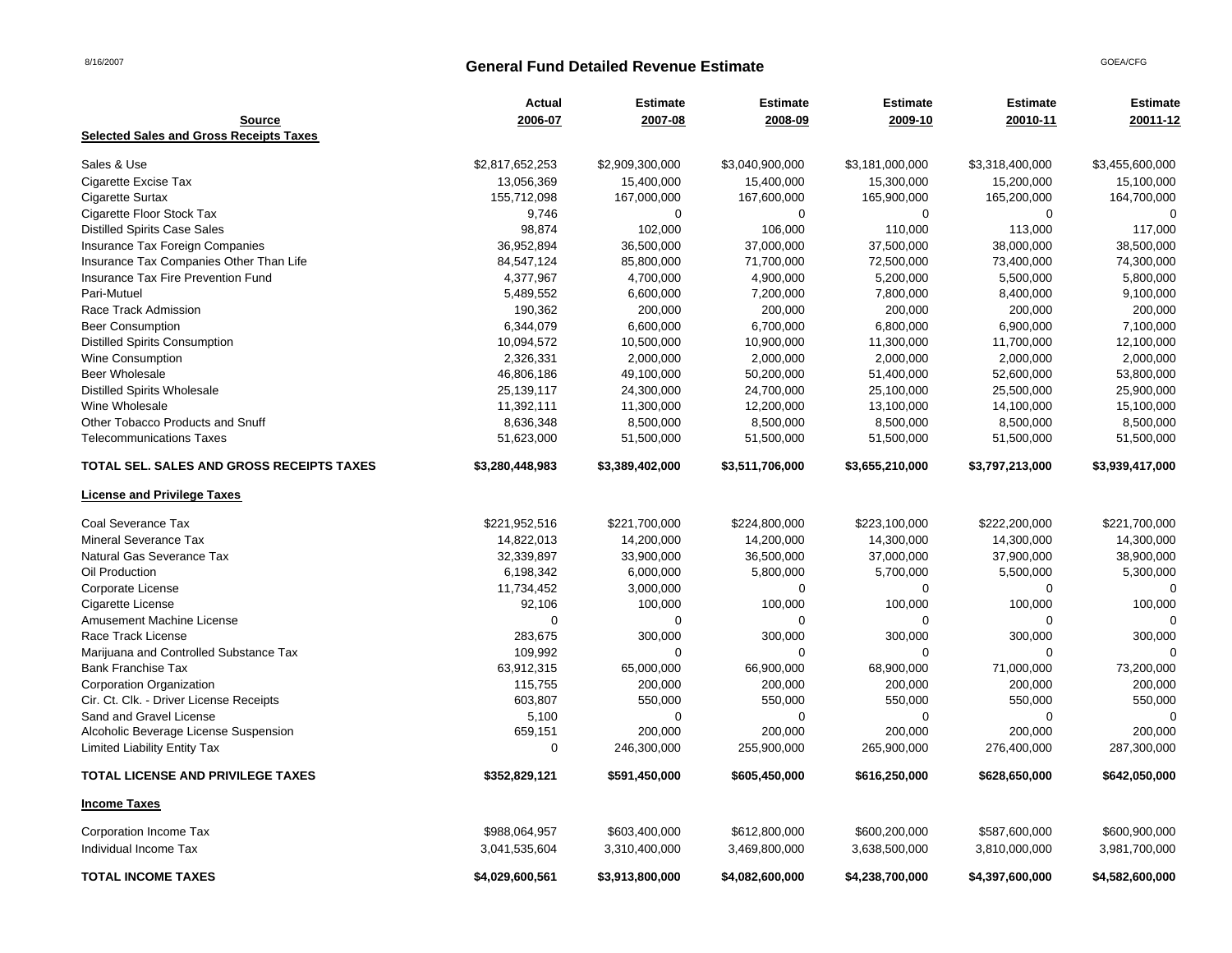8/16/2007

# General Fund Detailed Revenue Estimate

GOEA/CFG

| Source | Actual 2006-07 | Estimate 2007-08 | Estimate 2008-09 | Estimate 2009-10 | Estimate 20010-11 | Estimate 20011-12 |
|---|---|---|---|---|---|---|
| **Selected Sales and Gross Receipts Taxes** | | | | | | |
| Sales & Use | $2,817,652,253 | $2,909,300,000 | $3,040,900,000 | $3,181,000,000 | $3,318,400,000 | $3,455,600,000 |
| Cigarette Excise Tax | 13,056,369 | 15,400,000 | 15,400,000 | 15,300,000 | 15,200,000 | 15,100,000 |
| Cigarette Surtax | 155,712,098 | 167,000,000 | 167,600,000 | 165,900,000 | 165,200,000 | 164,700,000 |
| Cigarette Floor Stock Tax | 9,746 | 0 | 0 | 0 | 0 | 0 |
| Distilled Spirits Case Sales | 98,874 | 102,000 | 106,000 | 110,000 | 113,000 | 117,000 |
| Insurance Tax Foreign Companies | 36,952,894 | 36,500,000 | 37,000,000 | 37,500,000 | 38,000,000 | 38,500,000 |
| Insurance Tax Companies Other Than Life | 84,547,124 | 85,800,000 | 71,700,000 | 72,500,000 | 73,400,000 | 74,300,000 |
| Insurance Tax Fire Prevention Fund | 4,377,967 | 4,700,000 | 4,900,000 | 5,200,000 | 5,500,000 | 5,800,000 |
| Pari-Mutuel | 5,489,552 | 6,600,000 | 7,200,000 | 7,800,000 | 8,400,000 | 9,100,000 |
| Race Track Admission | 190,362 | 200,000 | 200,000 | 200,000 | 200,000 | 200,000 |
| Beer Consumption | 6,344,079 | 6,600,000 | 6,700,000 | 6,800,000 | 6,900,000 | 7,100,000 |
| Distilled Spirits Consumption | 10,094,572 | 10,500,000 | 10,900,000 | 11,300,000 | 11,700,000 | 12,100,000 |
| Wine Consumption | 2,326,331 | 2,000,000 | 2,000,000 | 2,000,000 | 2,000,000 | 2,000,000 |
| Beer Wholesale | 46,806,186 | 49,100,000 | 50,200,000 | 51,400,000 | 52,600,000 | 53,800,000 |
| Distilled Spirits Wholesale | 25,139,117 | 24,300,000 | 24,700,000 | 25,100,000 | 25,500,000 | 25,900,000 |
| Wine Wholesale | 11,392,111 | 11,300,000 | 12,200,000 | 13,100,000 | 14,100,000 | 15,100,000 |
| Other Tobacco Products and Snuff | 8,636,348 | 8,500,000 | 8,500,000 | 8,500,000 | 8,500,000 | 8,500,000 |
| Telecommunications Taxes | 51,623,000 | 51,500,000 | 51,500,000 | 51,500,000 | 51,500,000 | 51,500,000 |
| **TOTAL SEL. SALES AND GROSS RECEIPTS TAXES** | **$3,280,448,983** | **$3,389,402,000** | **$3,511,706,000** | **$3,655,210,000** | **$3,797,213,000** | **$3,939,417,000** |
| **License and Privilege Taxes** | | | | | | |
| Coal Severance Tax | $221,952,516 | $221,700,000 | $224,800,000 | $223,100,000 | $222,200,000 | $221,700,000 |
| Mineral Severance Tax | 14,822,013 | 14,200,000 | 14,200,000 | 14,300,000 | 14,300,000 | 14,300,000 |
| Natural Gas Severance Tax | 32,339,897 | 33,900,000 | 36,500,000 | 37,000,000 | 37,900,000 | 38,900,000 |
| Oil Production | 6,198,342 | 6,000,000 | 5,800,000 | 5,700,000 | 5,500,000 | 5,300,000 |
| Corporate License | 11,734,452 | 3,000,000 | 0 | 0 | 0 | 0 |
| Cigarette License | 92,106 | 100,000 | 100,000 | 100,000 | 100,000 | 100,000 |
| Amusement Machine License | 0 | 0 | 0 | 0 | 0 | 0 |
| Race Track License | 283,675 | 300,000 | 300,000 | 300,000 | 300,000 | 300,000 |
| Marijuana and Controlled Substance Tax | 109,992 | 0 | 0 | 0 | 0 | 0 |
| Bank Franchise Tax | 63,912,315 | 65,000,000 | 66,900,000 | 68,900,000 | 71,000,000 | 73,200,000 |
| Corporation Organization | 115,755 | 200,000 | 200,000 | 200,000 | 200,000 | 200,000 |
| Cir. Ct. Clk. - Driver License Receipts | 603,807 | 550,000 | 550,000 | 550,000 | 550,000 | 550,000 |
| Sand and Gravel License | 5,100 | 0 | 0 | 0 | 0 | 0 |
| Alcoholic Beverage License Suspension | 659,151 | 200,000 | 200,000 | 200,000 | 200,000 | 200,000 |
| Limited Liability Entity Tax | 0 | 246,300,000 | 255,900,000 | 265,900,000 | 276,400,000 | 287,300,000 |
| **TOTAL LICENSE AND PRIVILEGE TAXES** | **$352,829,121** | **$591,450,000** | **$605,450,000** | **$616,250,000** | **$628,650,000** | **$642,050,000** |
| **Income Taxes** | | | | | | |
| Corporation Income Tax | $988,064,957 | $603,400,000 | $612,800,000 | $600,200,000 | $587,600,000 | $600,900,000 |
| Individual Income Tax | 3,041,535,604 | 3,310,400,000 | 3,469,800,000 | 3,638,500,000 | 3,810,000,000 | 3,981,700,000 |
| **TOTAL INCOME TAXES** | **$4,029,600,561** | **$3,913,800,000** | **$4,082,600,000** | **$4,238,700,000** | **$4,397,600,000** | **$4,582,600,000** |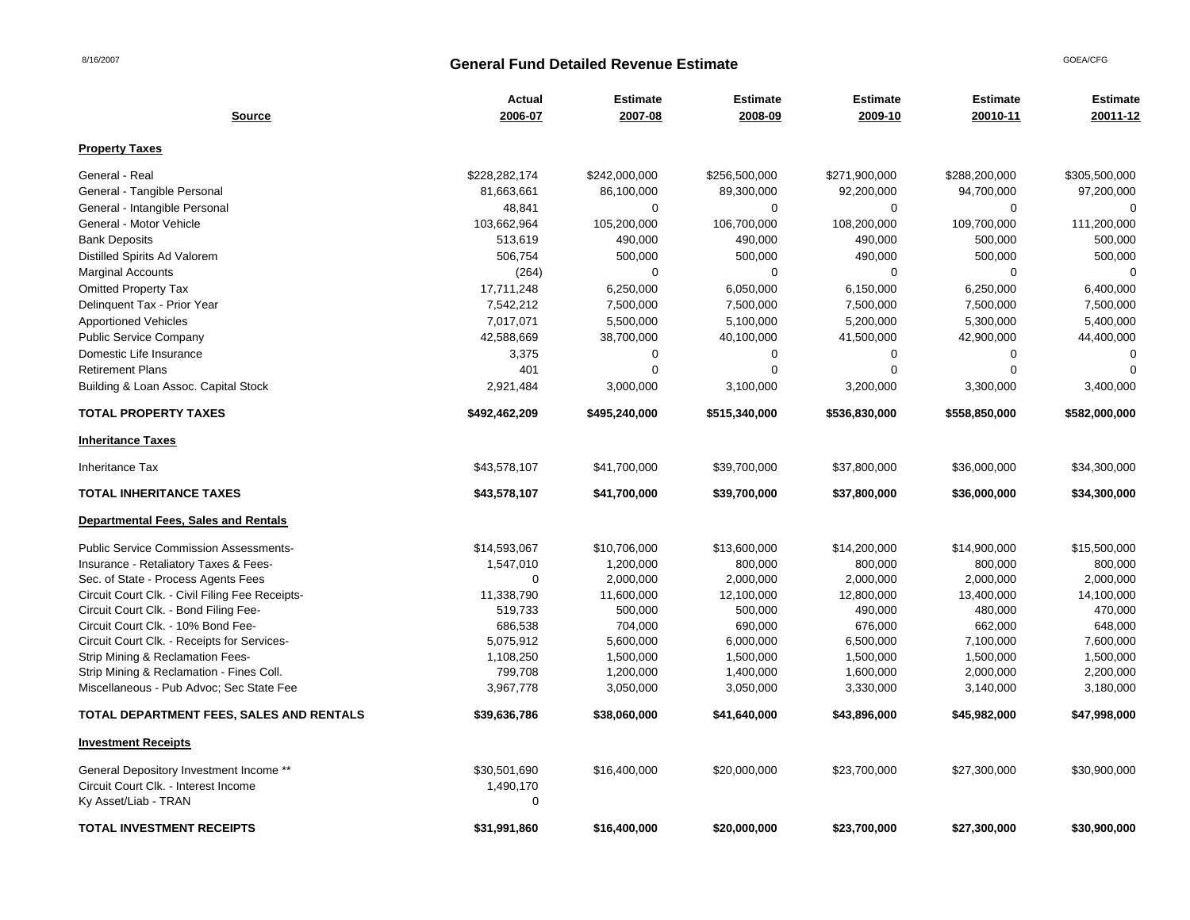# General Fund Detailed Revenue Estimate

| Source | Actual 2006-07 | Estimate 2007-08 | Estimate 2008-09 | Estimate 2009-10 | Estimate 20010-11 | Estimate 20011-12 |
|---|---|---|---|---|---|---|
| **Property Taxes** | | | | | | |
| General - Real | $228,282,174 | $242,000,000 | $256,500,000 | $271,900,000 | $288,200,000 | $305,500,000 |
| General - Tangible Personal | 81,663,661 | 86,100,000 | 89,300,000 | 92,200,000 | 94,700,000 | 97,200,000 |
| General - Intangible Personal | 48,841 | 0 | 0 | 0 | 0 | 0 |
| General - Motor Vehicle | 103,662,964 | 105,200,000 | 106,700,000 | 108,200,000 | 109,700,000 | 111,200,000 |
| Bank Deposits | 513,619 | 490,000 | 490,000 | 490,000 | 500,000 | 500,000 |
| Distilled Spirits Ad Valorem | 506,754 | 500,000 | 500,000 | 490,000 | 500,000 | 500,000 |
| Marginal Accounts | (264) | 0 | 0 | 0 | 0 | 0 |
| Omitted Property Tax | 17,711,248 | 6,250,000 | 6,050,000 | 6,150,000 | 6,250,000 | 6,400,000 |
| Delinquent Tax - Prior Year | 7,542,212 | 7,500,000 | 7,500,000 | 7,500,000 | 7,500,000 | 7,500,000 |
| Apportioned Vehicles | 7,017,071 | 5,500,000 | 5,100,000 | 5,200,000 | 5,300,000 | 5,400,000 |
| Public Service Company | 42,588,669 | 38,700,000 | 40,100,000 | 41,500,000 | 42,900,000 | 44,400,000 |
| Domestic Life Insurance | 3,375 | 0 | 0 | 0 | 0 | 0 |
| Retirement Plans | 401 | 0 | 0 | 0 | 0 | 0 |
| Building & Loan Assoc. Capital Stock | 2,921,484 | 3,000,000 | 3,100,000 | 3,200,000 | 3,300,000 | 3,400,000 |
| **TOTAL PROPERTY TAXES** | **$492,462,209** | **$495,240,000** | **$515,340,000** | **$536,830,000** | **$558,850,000** | **$582,000,000** |
| **Inheritance Taxes** | | | | | | |
| Inheritance Tax | $43,578,107 | $41,700,000 | $39,700,000 | $37,800,000 | $36,000,000 | $34,300,000 |
| **TOTAL INHERITANCE TAXES** | **$43,578,107** | **$41,700,000** | **$39,700,000** | **$37,800,000** | **$36,000,000** | **$34,300,000** |
| **Departmental Fees, Sales and Rentals** | | | | | | |
| Public Service Commission Assessments- | $14,593,067 | $10,706,000 | $13,600,000 | $14,200,000 | $14,900,000 | $15,500,000 |
| Insurance - Retaliatory Taxes & Fees- | 1,547,010 | 1,200,000 | 800,000 | 800,000 | 800,000 | 800,000 |
| Sec. of State - Process Agents Fees | 0 | 2,000,000 | 2,000,000 | 2,000,000 | 2,000,000 | 2,000,000 |
| Circuit Court Clk. - Civil Filing Fee Receipts- | 11,338,790 | 11,600,000 | 12,100,000 | 12,800,000 | 13,400,000 | 14,100,000 |
| Circuit Court Clk. - Bond Filing Fee- | 519,733 | 500,000 | 500,000 | 490,000 | 480,000 | 470,000 |
| Circuit Court Clk. - 10% Bond Fee- | 686,538 | 704,000 | 690,000 | 676,000 | 662,000 | 648,000 |
| Circuit Court Clk. - Receipts for Services- | 5,075,912 | 5,600,000 | 6,000,000 | 6,500,000 | 7,100,000 | 7,600,000 |
| Strip Mining & Reclamation Fees- | 1,108,250 | 1,500,000 | 1,500,000 | 1,500,000 | 1,500,000 | 1,500,000 |
| Strip Mining & Reclamation - Fines Coll. | 799,708 | 1,200,000 | 1,400,000 | 1,600,000 | 2,000,000 | 2,200,000 |
| Miscellaneous - Pub Advoc; Sec State Fee | 3,967,778 | 3,050,000 | 3,050,000 | 3,330,000 | 3,140,000 | 3,180,000 |
| **TOTAL DEPARTMENT FEES, SALES AND RENTALS** | **$39,636,786** | **$38,060,000** | **$41,640,000** | **$43,896,000** | **$45,982,000** | **$47,998,000** |
| **Investment Receipts** | | | | | | |
| General Depository Investment Income ** | $30,501,690 | $16,400,000 | $20,000,000 | $23,700,000 | $27,300,000 | $30,900,000 |
| Circuit Court Clk. - Interest Income | 1,490,170 | | | | | |
| Ky Asset/Liab - TRAN | 0 | | | | | |
| **TOTAL INVESTMENT RECEIPTS** | **$31,991,860** | **$16,400,000** | **$20,000,000** | **$23,700,000** | **$27,300,000** | **$30,900,000** |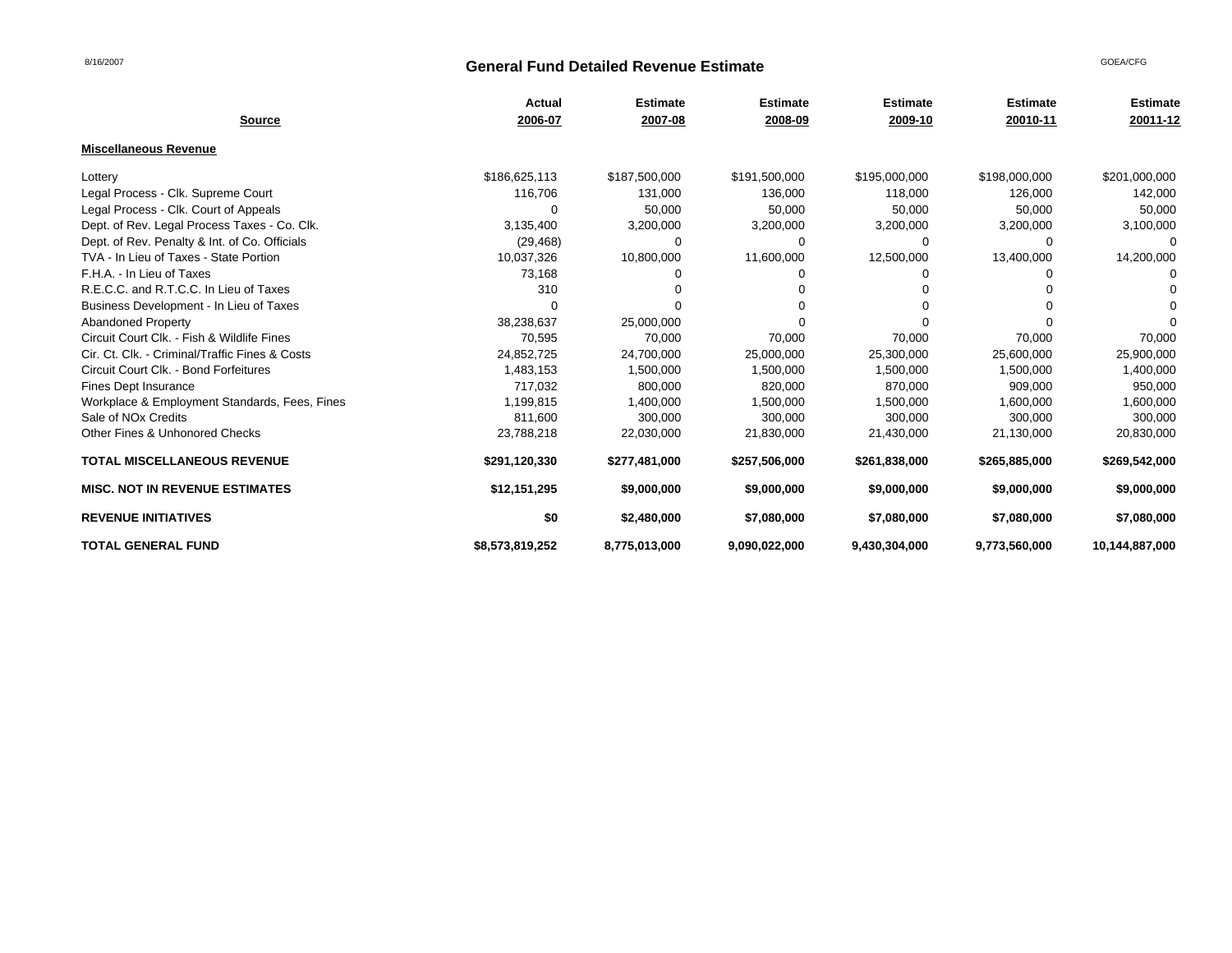## General Fund Detailed Revenue Estimate

| Source | Actual 2006-07 | Estimate 2007-08 | Estimate 2008-09 | Estimate 2009-10 | Estimate 20010-11 | Estimate 20011-12 |
|---|---|---|---|---|---|---|
| **Miscellaneous Revenue** | | | | | | |
| Lottery | $186,625,113 | $187,500,000 | $191,500,000 | $195,000,000 | $198,000,000 | $201,000,000 |
| Legal Process - Clk. Supreme Court | 116,706 | 131,000 | 136,000 | 118,000 | 126,000 | 142,000 |
| Legal Process - Clk. Court of Appeals | 0 | 50,000 | 50,000 | 50,000 | 50,000 | 50,000 |
| Dept. of Rev. Legal Process Taxes - Co. Clk. | 3,135,400 | 3,200,000 | 3,200,000 | 3,200,000 | 3,200,000 | 3,100,000 |
| Dept. of Rev. Penalty & Int. of Co. Officials | (29,468) | 0 | 0 | 0 | 0 | 0 |
| TVA - In Lieu of Taxes - State Portion | 10,037,326 | 10,800,000 | 11,600,000 | 12,500,000 | 13,400,000 | 14,200,000 |
| F.H.A. - In Lieu of Taxes | 73,168 | 0 | 0 | 0 | 0 | 0 |
| R.E.C.C. and R.T.C.C. In Lieu of Taxes | 310 | 0 | 0 | 0 | 0 | 0 |
| Business Development - In Lieu of Taxes | 0 | 0 | 0 | 0 | 0 | 0 |
| Abandoned Property | 38,238,637 | 25,000,000 | 0 | 0 | 0 | 0 |
| Circuit Court Clk. - Fish & Wildlife Fines | 70,595 | 70,000 | 70,000 | 70,000 | 70,000 | 70,000 |
| Cir. Ct. Clk. - Criminal/Traffic Fines & Costs | 24,852,725 | 24,700,000 | 25,000,000 | 25,300,000 | 25,600,000 | 25,900,000 |
| Circuit Court Clk. - Bond Forfeitures | 1,483,153 | 1,500,000 | 1,500,000 | 1,500,000 | 1,500,000 | 1,400,000 |
| Fines Dept Insurance | 717,032 | 800,000 | 820,000 | 870,000 | 909,000 | 950,000 |
| Workplace & Employment Standards, Fees, Fines | 1,199,815 | 1,400,000 | 1,500,000 | 1,500,000 | 1,600,000 | 1,600,000 |
| Sale of NOx Credits | 811,600 | 300,000 | 300,000 | 300,000 | 300,000 | 300,000 |
| Other Fines & Unhonored Checks | 23,788,218 | 22,030,000 | 21,830,000 | 21,430,000 | 21,130,000 | 20,830,000 |
| **TOTAL MISCELLANEOUS REVENUE** | **$291,120,330** | **$277,481,000** | **$257,506,000** | **$261,838,000** | **$265,885,000** | **$269,542,000** |
| **MISC. NOT IN REVENUE ESTIMATES** | **$12,151,295** | **$9,000,000** | **$9,000,000** | **$9,000,000** | **$9,000,000** | **$9,000,000** |
| **REVENUE INITIATIVES** | **$0** | **$2,480,000** | **$7,080,000** | **$7,080,000** | **$7,080,000** | **$7,080,000** |
| **TOTAL GENERAL FUND** | **$8,573,819,252** | **8,775,013,000** | **9,090,022,000** | **9,430,304,000** | **9,773,560,000** | **10,144,887,000** |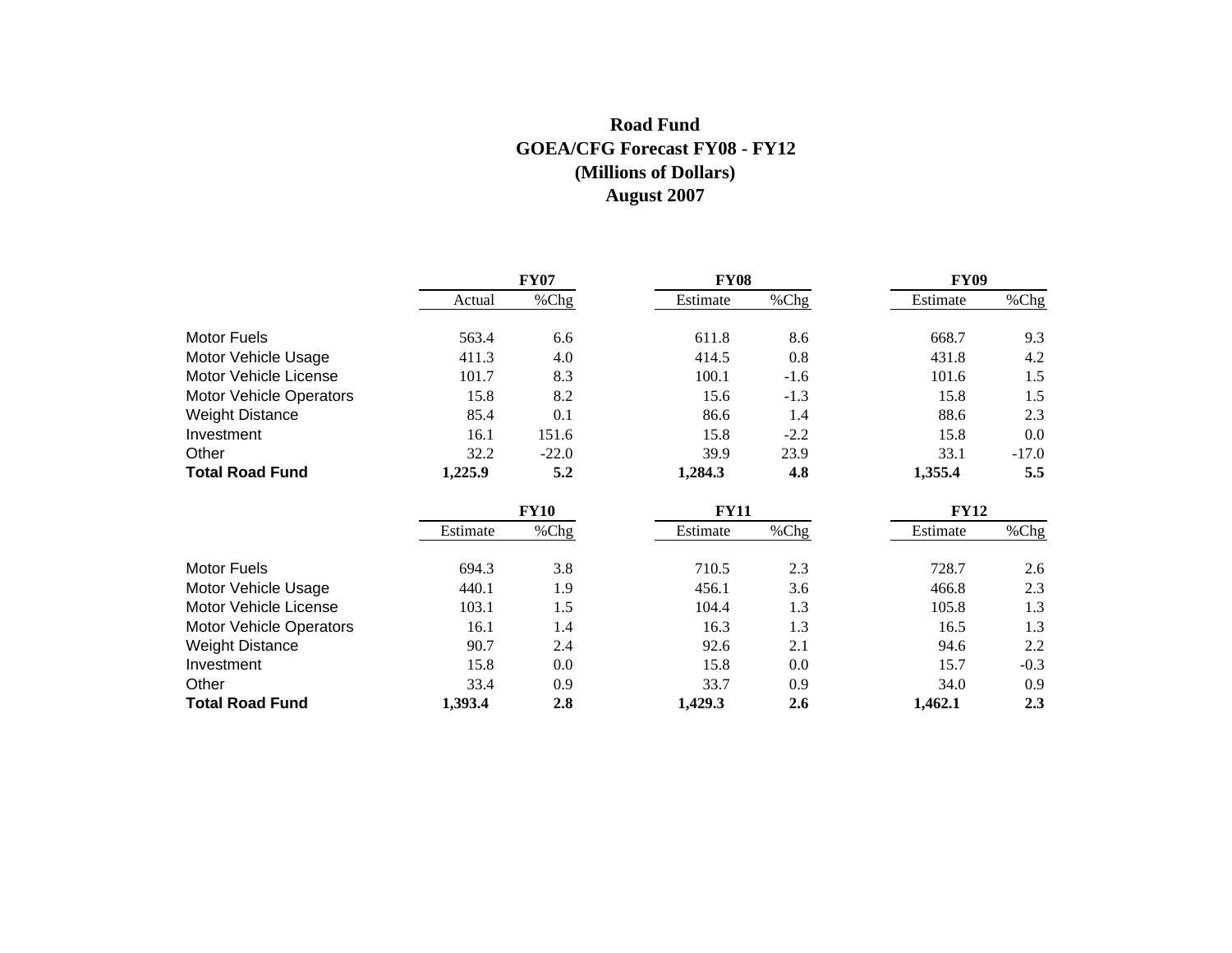# Road Fund
## GOEA/CFG Forecast FY08 - FY12
## (Millions of Dollars)
## August 2007

| | FY07 | | FY08 | | FY09 | |
|---|---|---|---|---|---|---|
| | Actual | %Chg | Estimate | %Chg | Estimate | %Chg |
| Motor Fuels | 563.4 | 6.6 | 611.8 | 8.6 | 668.7 | 9.3 |
| Motor Vehicle Usage | 411.3 | 4.0 | 414.5 | 0.8 | 431.8 | 4.2 |
| Motor Vehicle License | 101.7 | 8.3 | 100.1 | -1.6 | 101.6 | 1.5 |
| Motor Vehicle Operators | 15.8 | 8.2 | 15.6 | -1.3 | 15.8 | 1.5 |
| Weight Distance | 85.4 | 0.1 | 86.6 | 1.4 | 88.6 | 2.3 |
| Investment | 16.1 | 151.6 | 15.8 | -2.2 | 15.8 | 0.0 |
| Other | 32.2 | -22.0 | 39.9 | 23.9 | 33.1 | -17.0 |
| **Total Road Fund** | **1,225.9** | **5.2** | **1,284.3** | **4.8** | **1,355.4** | **5.5** |

| | FY10 | | FY11 | | FY12 | |
|---|---|---|---|---|---|---|
| | Estimate | %Chg | Estimate | %Chg | Estimate | %Chg |
| Motor Fuels | 694.3 | 3.8 | 710.5 | 2.3 | 728.7 | 2.6 |
| Motor Vehicle Usage | 440.1 | 1.9 | 456.1 | 3.6 | 466.8 | 2.3 |
| Motor Vehicle License | 103.1 | 1.5 | 104.4 | 1.3 | 105.8 | 1.3 |
| Motor Vehicle Operators | 16.1 | 1.4 | 16.3 | 1.3 | 16.5 | 1.3 |
| Weight Distance | 90.7 | 2.4 | 92.6 | 2.1 | 94.6 | 2.2 |
| Investment | 15.8 | 0.0 | 15.8 | 0.0 | 15.7 | -0.3 |
| Other | 33.4 | 0.9 | 33.7 | 0.9 | 34.0 | 0.9 |
| **Total Road Fund** | **1,393.4** | **2.8** | **1,429.3** | **2.6** | **1,462.1** | **2.3** |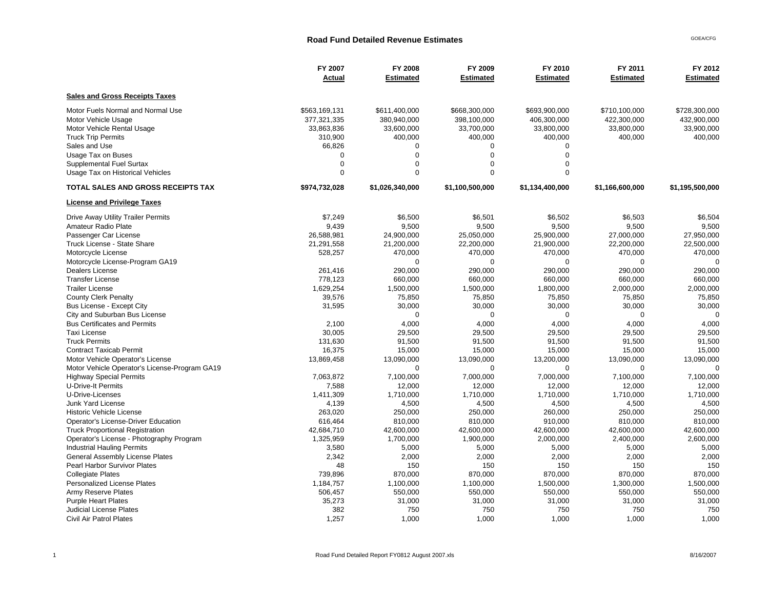# Road Fund Detailed Revenue Estimates

| | FY 2007 Actual | FY 2008 Estimated | FY 2009 Estimated | FY 2010 Estimated | FY 2011 Estimated | FY 2012 Estimated |
|---|---|---|---|---|---|---|
| **Sales and Gross Receipts Taxes** | | | | | | |
| Motor Fuels Normal and Normal Use | $563,169,131 | $611,400,000 | $668,300,000 | $693,900,000 | $710,100,000 | $728,300,000 |
| Motor Vehicle Usage | 377,321,335 | 380,940,000 | 398,100,000 | 406,300,000 | 422,300,000 | 432,900,000 |
| Motor Vehicle Rental Usage | 33,863,836 | 33,600,000 | 33,700,000 | 33,800,000 | 33,800,000 | 33,900,000 |
| Truck Trip Permits | 310,900 | 400,000 | 400,000 | 400,000 | 400,000 | 400,000 |
| Sales and Use | 66,826 | 0 | 0 | 0 | | |
| Usage Tax on Buses | 0 | 0 | 0 | 0 | | |
| Supplemental Fuel Surtax | 0 | 0 | 0 | 0 | | |
| Usage Tax on Historical Vehicles | 0 | 0 | 0 | 0 | | |
| **TOTAL SALES AND GROSS RECEIPTS TAX** | **$974,732,028** | **$1,026,340,000** | **$1,100,500,000** | **$1,134,400,000** | **$1,166,600,000** | **$1,195,500,000** |
| **License and Privilege Taxes** | | | | | | |
| Drive Away Utility Trailer Permits | $7,249 | $6,500 | $6,501 | $6,502 | $6,503 | $6,504 |
| Amateur Radio Plate | 9,439 | 9,500 | 9,500 | 9,500 | 9,500 | 9,500 |
| Passenger Car License | 26,588,981 | 24,900,000 | 25,050,000 | 25,900,000 | 27,000,000 | 27,950,000 |
| Truck License - State Share | 21,291,558 | 21,200,000 | 22,200,000 | 21,900,000 | 22,200,000 | 22,500,000 |
| Motorcycle License | 528,257 | 470,000 | 470,000 | 470,000 | 470,000 | 470,000 |
| Motorcycle License-Program GA19 | | 0 | 0 | 0 | 0 | 0 |
| Dealers License | 261,416 | 290,000 | 290,000 | 290,000 | 290,000 | 290,000 |
| Transfer License | 778,123 | 660,000 | 660,000 | 660,000 | 660,000 | 660,000 |
| Trailer License | 1,629,254 | 1,500,000 | 1,500,000 | 1,800,000 | 2,000,000 | 2,000,000 |
| County Clerk Penalty | 39,576 | 75,850 | 75,850 | 75,850 | 75,850 | 75,850 |
| Bus License - Except City | 31,595 | 30,000 | 30,000 | 30,000 | 30,000 | 30,000 |
| City and Suburban Bus License | | 0 | 0 | 0 | 0 | 0 |
| Bus Certificates and Permits | 2,100 | 4,000 | 4,000 | 4,000 | 4,000 | 4,000 |
| Taxi License | 30,005 | 29,500 | 29,500 | 29,500 | 29,500 | 29,500 |
| Truck Permits | 131,630 | 91,500 | 91,500 | 91,500 | 91,500 | 91,500 |
| Contract Taxicab Permit | 16,375 | 15,000 | 15,000 | 15,000 | 15,000 | 15,000 |
| Motor Vehicle Operator's License | 13,869,458 | 13,090,000 | 13,090,000 | 13,200,000 | 13,090,000 | 13,090,000 |
| Motor Vehicle Operator's License-Program GA19 | | 0 | 0 | 0 | 0 | 0 |
| Highway Special Permits | 7,063,872 | 7,100,000 | 7,000,000 | 7,000,000 | 7,100,000 | 7,100,000 |
| U-Drive-It Permits | 7,588 | 12,000 | 12,000 | 12,000 | 12,000 | 12,000 |
| U-Drive-Licenses | 1,411,309 | 1,710,000 | 1,710,000 | 1,710,000 | 1,710,000 | 1,710,000 |
| Junk Yard License | 4,139 | 4,500 | 4,500 | 4,500 | 4,500 | 4,500 |
| Historic Vehicle License | 263,020 | 250,000 | 250,000 | 260,000 | 250,000 | 250,000 |
| Operator's License-Driver Education | 616,464 | 810,000 | 810,000 | 910,000 | 810,000 | 810,000 |
| Truck Proportional Registration | 42,684,710 | 42,600,000 | 42,600,000 | 42,600,000 | 42,600,000 | 42,600,000 |
| Operator's License - Photography Program | 1,325,959 | 1,700,000 | 1,900,000 | 2,000,000 | 2,400,000 | 2,600,000 |
| Industrial Hauling Permits | 3,580 | 5,000 | 5,000 | 5,000 | 5,000 | 5,000 |
| General Assembly License Plates | 2,342 | 2,000 | 2,000 | 2,000 | 2,000 | 2,000 |
| Pearl Harbor Survivor Plates | 48 | 150 | 150 | 150 | 150 | 150 |
| Collegiate Plates | 739,896 | 870,000 | 870,000 | 870,000 | 870,000 | 870,000 |
| Personalized License Plates | 1,184,757 | 1,100,000 | 1,100,000 | 1,500,000 | 1,300,000 | 1,500,000 |
| Army Reserve Plates | 506,457 | 550,000 | 550,000 | 550,000 | 550,000 | 550,000 |
| Purple Heart Plates | 35,273 | 31,000 | 31,000 | 31,000 | 31,000 | 31,000 |
| Judicial License Plates | 382 | 750 | 750 | 750 | 750 | 750 |
| Civil Air Patrol Plates | 1,257 | 1,000 | 1,000 | 1,000 | 1,000 | 1,000 |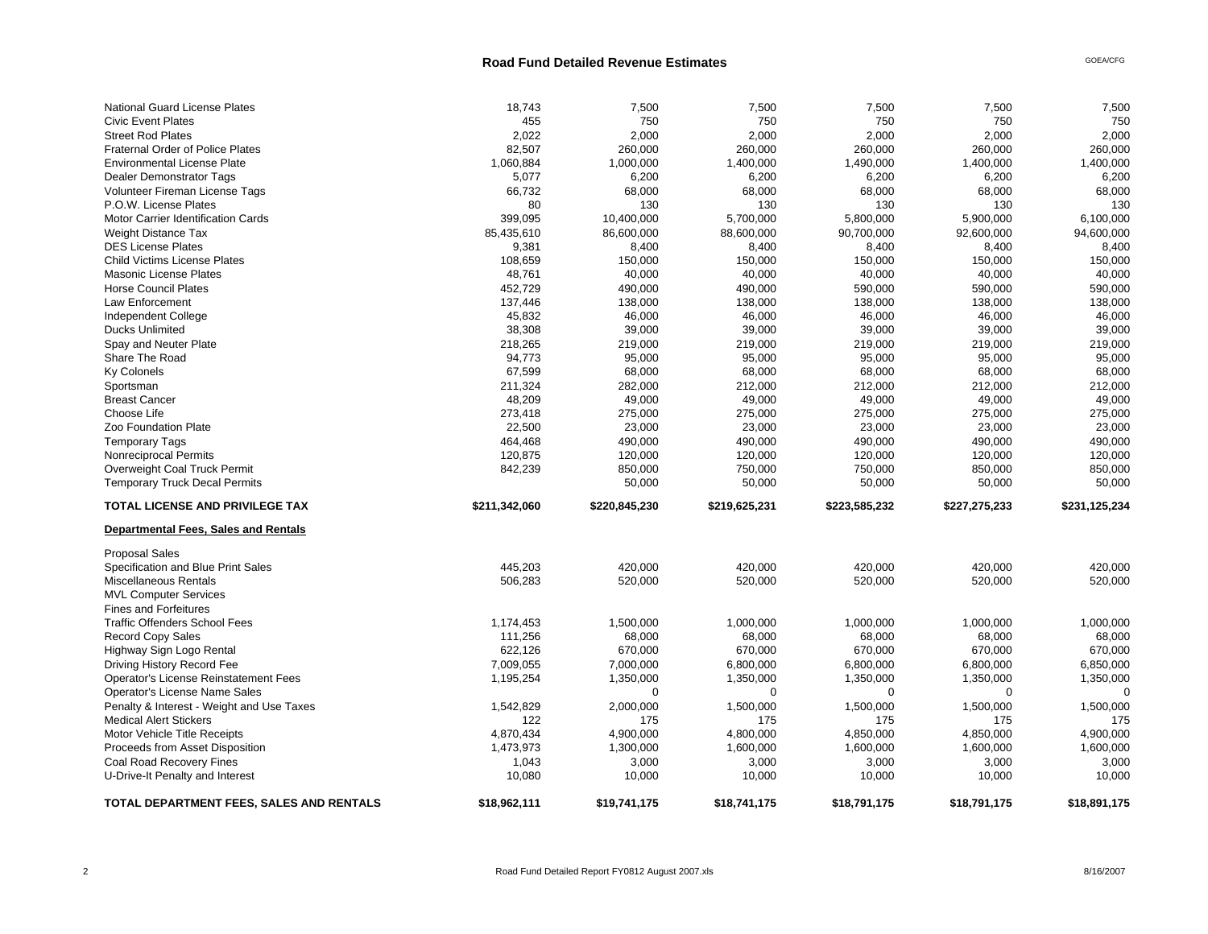# Road Fund Detailed Revenue Estimates

| | | | | | | |
|---|---|---|---|---|---|---|
| National Guard License Plates | 18,743 | 7,500 | 7,500 | 7,500 | 7,500 | 7,500 |
| Civic Event Plates | 455 | 750 | 750 | 750 | 750 | 750 |
| Street Rod Plates | 2,022 | 2,000 | 2,000 | 2,000 | 2,000 | 2,000 |
| Fraternal Order of Police Plates | 82,507 | 260,000 | 260,000 | 260,000 | 260,000 | 260,000 |
| Environmental License Plate | 1,060,884 | 1,000,000 | 1,400,000 | 1,490,000 | 1,400,000 | 1,400,000 |
| Dealer Demonstrator Tags | 5,077 | 6,200 | 6,200 | 6,200 | 6,200 | 6,200 |
| Volunteer Fireman License Tags | 66,732 | 68,000 | 68,000 | 68,000 | 68,000 | 68,000 |
| P.O.W. License Plates | 80 | 130 | 130 | 130 | 130 | 130 |
| Motor Carrier Identification Cards | 399,095 | 10,400,000 | 5,700,000 | 5,800,000 | 5,900,000 | 6,100,000 |
| Weight Distance Tax | 85,435,610 | 86,600,000 | 88,600,000 | 90,700,000 | 92,600,000 | 94,600,000 |
| DES License Plates | 9,381 | 8,400 | 8,400 | 8,400 | 8,400 | 8,400 |
| Child Victims License Plates | 108,659 | 150,000 | 150,000 | 150,000 | 150,000 | 150,000 |
| Masonic License Plates | 48,761 | 40,000 | 40,000 | 40,000 | 40,000 | 40,000 |
| Horse Council Plates | 452,729 | 490,000 | 490,000 | 590,000 | 590,000 | 590,000 |
| Law Enforcement | 137,446 | 138,000 | 138,000 | 138,000 | 138,000 | 138,000 |
| Independent College | 45,832 | 46,000 | 46,000 | 46,000 | 46,000 | 46,000 |
| Ducks Unlimited | 38,308 | 39,000 | 39,000 | 39,000 | 39,000 | 39,000 |
| Spay and Neuter Plate | 218,265 | 219,000 | 219,000 | 219,000 | 219,000 | 219,000 |
| Share The Road | 94,773 | 95,000 | 95,000 | 95,000 | 95,000 | 95,000 |
| Ky Colonels | 67,599 | 68,000 | 68,000 | 68,000 | 68,000 | 68,000 |
| Sportsman | 211,324 | 282,000 | 212,000 | 212,000 | 212,000 | 212,000 |
| Breast Cancer | 48,209 | 49,000 | 49,000 | 49,000 | 49,000 | 49,000 |
| Choose Life | 273,418 | 275,000 | 275,000 | 275,000 | 275,000 | 275,000 |
| Zoo Foundation Plate | 22,500 | 23,000 | 23,000 | 23,000 | 23,000 | 23,000 |
| Temporary Tags | 464,468 | 490,000 | 490,000 | 490,000 | 490,000 | 490,000 |
| Nonreciprocal Permits | 120,875 | 120,000 | 120,000 | 120,000 | 120,000 | 120,000 |
| Overweight Coal Truck Permit | 842,239 | 850,000 | 750,000 | 750,000 | 850,000 | 850,000 |
| Temporary Truck Decal Permits | | 50,000 | 50,000 | 50,000 | 50,000 | 50,000 |
| **TOTAL LICENSE AND PRIVILEGE TAX** | **$211,342,060** | **$220,845,230** | **$219,625,231** | **$223,585,232** | **$227,275,233** | **$231,125,234** |
| **Departmental Fees, Sales and Rentals** | | | | | | |
| Proposal Sales | | | | | | |
| Specification and Blue Print Sales | 445,203 | 420,000 | 420,000 | 420,000 | 420,000 | 420,000 |
| Miscellaneous Rentals | 506,283 | 520,000 | 520,000 | 520,000 | 520,000 | 520,000 |
| MVL Computer Services | | | | | | |
| Fines and Forfeitures | | | | | | |
| Traffic Offenders School Fees | 1,174,453 | 1,500,000 | 1,000,000 | 1,000,000 | 1,000,000 | 1,000,000 |
| Record Copy Sales | 111,256 | 68,000 | 68,000 | 68,000 | 68,000 | 68,000 |
| Highway Sign Logo Rental | 622,126 | 670,000 | 670,000 | 670,000 | 670,000 | 670,000 |
| Driving History Record Fee | 7,009,055 | 7,000,000 | 6,800,000 | 6,800,000 | 6,800,000 | 6,850,000 |
| Operator's License Reinstatement Fees | 1,195,254 | 1,350,000 | 1,350,000 | 1,350,000 | 1,350,000 | 1,350,000 |
| Operator's License Name Sales | | 0 | 0 | 0 | 0 | 0 |
| Penalty & Interest - Weight and Use Taxes | 1,542,829 | 2,000,000 | 1,500,000 | 1,500,000 | 1,500,000 | 1,500,000 |
| Medical Alert Stickers | 122 | 175 | 175 | 175 | 175 | 175 |
| Motor Vehicle Title Receipts | 4,870,434 | 4,900,000 | 4,800,000 | 4,850,000 | 4,850,000 | 4,900,000 |
| Proceeds from Asset Disposition | 1,473,973 | 1,300,000 | 1,600,000 | 1,600,000 | 1,600,000 | 1,600,000 |
| Coal Road Recovery Fines | 1,043 | 3,000 | 3,000 | 3,000 | 3,000 | 3,000 |
| U-Drive-It Penalty and Interest | 10,080 | 10,000 | 10,000 | 10,000 | 10,000 | 10,000 |
| **TOTAL DEPARTMENT FEES, SALES AND RENTALS** | **$18,962,111** | **$19,741,175** | **$18,741,175** | **$18,791,175** | **$18,791,175** | **$18,891,175** |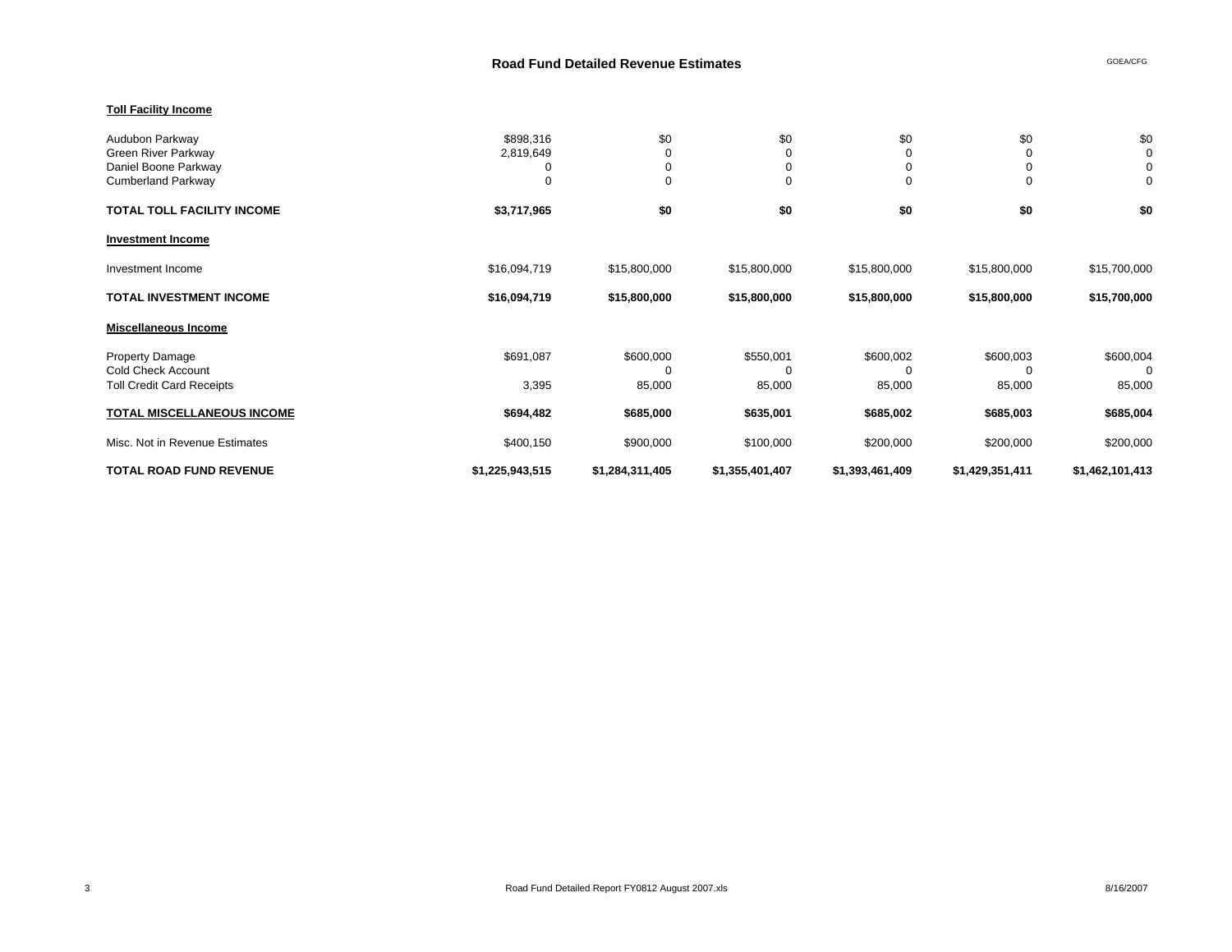## Road Fund Detailed Revenue Estimates

| | | | | | | |
|---|---|---|---|---|---|---|
| **Toll Facility Income** | | | | | | |
| Audubon Parkway | $898,316 | $0 | $0 | $0 | $0 | $0 |
| Green River Parkway | 2,819,649 | 0 | 0 | 0 | 0 | 0 |
| Daniel Boone Parkway | 0 | 0 | 0 | 0 | 0 | 0 |
| Cumberland Parkway | 0 | 0 | 0 | 0 | 0 | 0 |
| **TOTAL TOLL FACILITY INCOME** | **$3,717,965** | **$0** | **$0** | **$0** | **$0** | **$0** |
| **Investment Income** | | | | | | |
| Investment Income | $16,094,719 | $15,800,000 | $15,800,000 | $15,800,000 | $15,800,000 | $15,700,000 |
| **TOTAL INVESTMENT INCOME** | **$16,094,719** | **$15,800,000** | **$15,800,000** | **$15,800,000** | **$15,800,000** | **$15,700,000** |
| **Miscellaneous Income** | | | | | | |
| Property Damage | $691,087 | $600,000 | $550,001 | $600,002 | $600,003 | $600,004 |
| Cold Check Account | | 0 | 0 | 0 | 0 | 0 |
| Toll Credit Card Receipts | 3,395 | 85,000 | 85,000 | 85,000 | 85,000 | 85,000 |
| **TOTAL MISCELLANEOUS INCOME** | **$694,482** | **$685,000** | **$635,001** | **$685,002** | **$685,003** | **$685,004** |
| Misc. Not in Revenue Estimates | $400,150 | $900,000 | $100,000 | $200,000 | $200,000 | $200,000 |
| **TOTAL ROAD FUND REVENUE** | **$1,225,943,515** | **$1,284,311,405** | **$1,355,401,407** | **$1,393,461,409** | **$1,429,351,411** | **$1,462,101,413** |